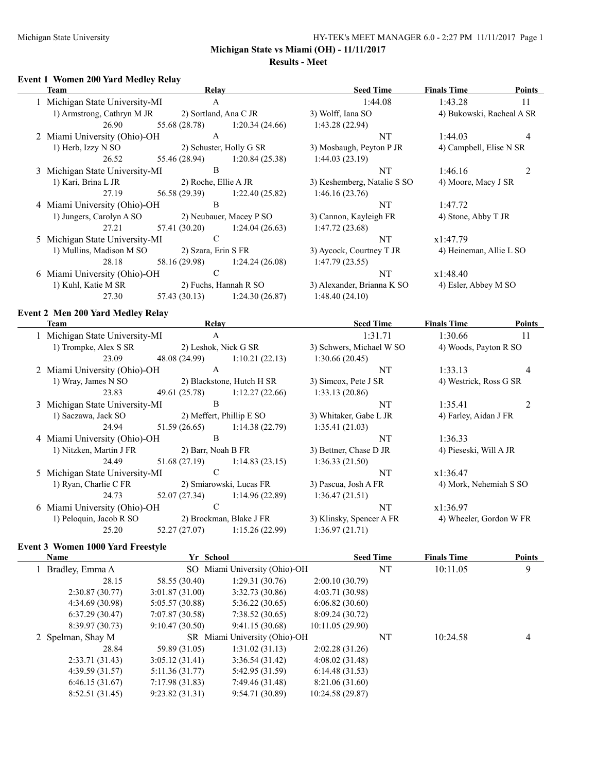**Michigan State vs Miami (OH) - 11/11/2017**

**Results - Meet**

### Event 1 Women 200 Yard Medley Relay

| Team | Relay | Seed Time | Finals Time | Points |
|---|---|---|---|---|
| 1 Michigan State University-MI | A | 1:44.08 | 1:43.28 | 11 |
| 1) Armstrong, Cathryn M JR; 2) Sortland, Ana C JR; 3) Wolff, Iana SO; 4) Bukowski, Racheal A SR | | | | |
| 26.90 55.68 (28.78) 1:20.34 (24.66) 1:43.28 (22.94) | | | | |
| 2 Miami University (Ohio)-OH | A | NT | 1:44.03 | 4 |
| 1) Herb, Izzy N SO; 2) Schuster, Holly G SR; 3) Mosbaugh, Peyton P JR; 4) Campbell, Elise N SR | | | | |
| 26.52 55.46 (28.94) 1:20.84 (25.38) 1:44.03 (23.19) | | | | |
| 3 Michigan State University-MI | B | NT | 1:46.16 | 2 |
| 1) Kari, Brina L JR; 2) Roche, Ellie A JR; 3) Keshemberg, Natalie S SO; 4) Moore, Macy J SR | | | | |
| 27.19 56.58 (29.39) 1:22.40 (25.82) 1:46.16 (23.76) | | | | |
| 4 Miami University (Ohio)-OH | B | NT | 1:47.72 | |
| 1) Jungers, Carolyn A SO; 2) Neubauer, Macey P SO; 3) Cannon, Kayleigh FR; 4) Stone, Abby T JR | | | | |
| 27.21 57.41 (30.20) 1:24.04 (26.63) 1:47.72 (23.68) | | | | |
| 5 Michigan State University-MI | C | NT | x1:47.79 | |
| 1) Mullins, Madison M SO; 2) Szara, Erin S FR; 3) Aycock, Courtney T JR; 4) Heineman, Allie L SO | | | | |
| 28.18 58.16 (29.98) 1:24.24 (26.08) 1:47.79 (23.55) | | | | |
| 6 Miami University (Ohio)-OH | C | NT | x1:48.40 | |
| 1) Kuhl, Katie M SR; 2) Fuchs, Hannah R SO; 3) Alexander, Brianna K SO; 4) Esler, Abbey M SO | | | | |
| 27.30 57.43 (30.13) 1:24.30 (26.87) 1:48.40 (24.10) | | | | |

### Event 2 Men 200 Yard Medley Relay

| Team | Relay | Seed Time | Finals Time | Points |
|---|---|---|---|---|
| 1 Michigan State University-MI | A | 1:31.71 | 1:30.66 | 11 |
| 1) Trompke, Alex S SR; 2) Leshok, Nick G SR; 3) Schwers, Michael W SO; 4) Woods, Payton R SO | | | | |
| 23.09 48.08 (24.99) 1:10.21 (22.13) 1:30.66 (20.45) | | | | |
| 2 Miami University (Ohio)-OH | A | NT | 1:33.13 | 4 |
| 1) Wray, James N SO; 2) Blackstone, Hutch H SR; 3) Simcox, Pete J SR; 4) Westrick, Ross G SR | | | | |
| 23.83 49.61 (25.78) 1:12.27 (22.66) 1:33.13 (20.86) | | | | |
| 3 Michigan State University-MI | B | NT | 1:35.41 | 2 |
| 1) Saczawa, Jack SO; 2) Meffert, Phillip E SO; 3) Whitaker, Gabe L JR; 4) Farley, Aidan J FR | | | | |
| 24.94 51.59 (26.65) 1:14.38 (22.79) 1:35.41 (21.03) | | | | |
| 4 Miami University (Ohio)-OH | B | NT | 1:36.33 | |
| 1) Nitzken, Martin J FR; 2) Barr, Noah B FR; 3) Bettner, Chase D JR; 4) Pieseski, Will A JR | | | | |
| 24.49 51.68 (27.19) 1:14.83 (23.15) 1:36.33 (21.50) | | | | |
| 5 Michigan State University-MI | C | NT | x1:36.47 | |
| 1) Ryan, Charlie C FR; 2) Smiarowski, Lucas FR; 3) Pascua, Josh A FR; 4) Mork, Nehemiah S SO | | | | |
| 24.73 52.07 (27.34) 1:14.96 (22.89) 1:36.47 (21.51) | | | | |
| 6 Miami University (Ohio)-OH | C | NT | x1:36.97 | |
| 1) Peloquin, Jacob R SO; 2) Brockman, Blake J FR; 3) Klinsky, Spencer A FR; 4) Wheeler, Gordon W FR | | | | |
| 25.20 52.27 (27.07) 1:15.26 (22.99) 1:36.97 (21.71) | | | | |

### Event 3 Women 1000 Yard Freestyle

| Name | Yr | School | Seed Time | Finals Time | Points |
|---|---|---|---|---|---|
| 1 Bradley, Emma A | SO | Miami University (Ohio)-OH | NT | 10:11.05 | 9 |
| 28.15 58.55 (30.40) 1:29.31 (30.76) 2:00.10 (30.79) | | | | | |
| 2:30.87 (30.77) 3:01.87 (31.00) 3:32.73 (30.86) 4:03.71 (30.98) | | | | | |
| 4:34.69 (30.98) 5:05.57 (30.88) 5:36.22 (30.65) 6:06.82 (30.60) | | | | | |
| 6:37.29 (30.47) 7:07.87 (30.58) 7:38.52 (30.65) 8:09.24 (30.72) | | | | | |
| 8:39.97 (30.73) 9:10.47 (30.50) 9:41.15 (30.68) 10:11.05 (29.90) | | | | | |
| 2 Spelman, Shay M | SR | Miami University (Ohio)-OH | NT | 10:24.58 | 4 |
| 28.84 59.89 (31.05) 1:31.02 (31.13) 2:02.28 (31.26) | | | | | |
| 2:33.71 (31.43) 3:05.12 (31.41) 3:36.54 (31.42) 4:08.02 (31.48) | | | | | |
| 4:39.59 (31.57) 5:11.36 (31.77) 5:42.95 (31.59) 6:14.48 (31.53) | | | | | |
| 6:46.15 (31.67) 7:17.98 (31.83) 7:49.46 (31.48) 8:21.06 (31.60) | | | | | |
| 8:52.51 (31.45) 9:23.82 (31.31) 9:54.71 (30.89) 10:24.58 (29.87) | | | | | |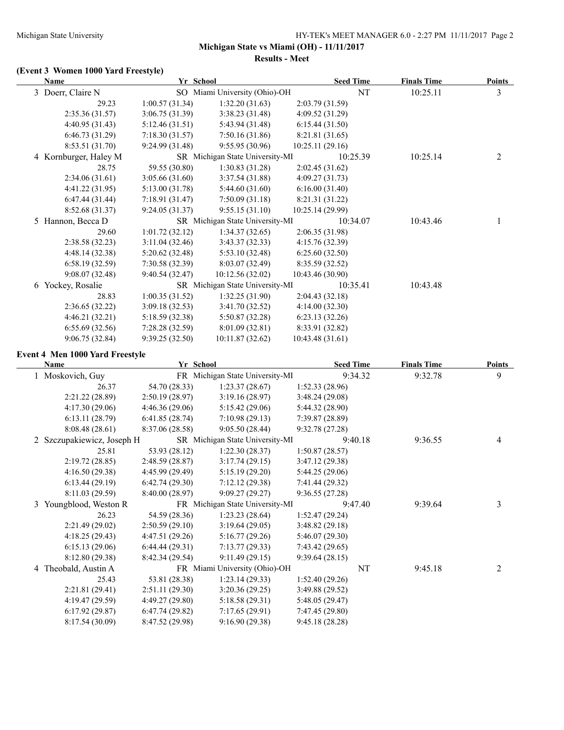## Michigan State vs Miami (OH) - 11/11/2017

### Results - Meet

#### (Event 3 Women 1000 Yard Freestyle)

| Name | | Yr School | | Seed Time | Finals Time | Points |
|---|---|---|---|---|---|---|
| 3 Doerr, Claire N | | SO Miami University (Ohio)-OH | | NT | 10:25.11 | 3 |
| 29.23 | 1:00.57 (31.34) | 1:32.20 (31.63) | 2:03.79 (31.59) | | | |
| 2:35.36 (31.57) | 3:06.75 (31.39) | 3:38.23 (31.48) | 4:09.52 (31.29) | | | |
| 4:40.95 (31.43) | 5:12.46 (31.51) | 5:43.94 (31.48) | 6:15.44 (31.50) | | | |
| 6:46.73 (31.29) | 7:18.30 (31.57) | 7:50.16 (31.86) | 8:21.81 (31.65) | | | |
| 8:53.51 (31.70) | 9:24.99 (31.48) | 9:55.95 (30.96) | 10:25.11 (29.16) | | | |
| 4 Kornburger, Haley M | | SR Michigan State University-MI | | 10:25.39 | 10:25.14 | 2 |
| 28.75 | 59.55 (30.80) | 1:30.83 (31.28) | 2:02.45 (31.62) | | | |
| 2:34.06 (31.61) | 3:05.66 (31.60) | 3:37.54 (31.88) | 4:09.27 (31.73) | | | |
| 4:41.22 (31.95) | 5:13.00 (31.78) | 5:44.60 (31.60) | 6:16.00 (31.40) | | | |
| 6:47.44 (31.44) | 7:18.91 (31.47) | 7:50.09 (31.18) | 8:21.31 (31.22) | | | |
| 8:52.68 (31.37) | 9:24.05 (31.37) | 9:55.15 (31.10) | 10:25.14 (29.99) | | | |
| 5 Hannon, Becca D | | SR Michigan State University-MI | | 10:34.07 | 10:43.46 | 1 |
| 29.60 | 1:01.72 (32.12) | 1:34.37 (32.65) | 2:06.35 (31.98) | | | |
| 2:38.58 (32.23) | 3:11.04 (32.46) | 3:43.37 (32.33) | 4:15.76 (32.39) | | | |
| 4:48.14 (32.38) | 5:20.62 (32.48) | 5:53.10 (32.48) | 6:25.60 (32.50) | | | |
| 6:58.19 (32.59) | 7:30.58 (32.39) | 8:03.07 (32.49) | 8:35.59 (32.52) | | | |
| 9:08.07 (32.48) | 9:40.54 (32.47) | 10:12.56 (32.02) | 10:43.46 (30.90) | | | |
| 6 Yockey, Rosalie | | SR Michigan State University-MI | | 10:35.41 | 10:43.48 | |
| 28.83 | 1:00.35 (31.52) | 1:32.25 (31.90) | 2:04.43 (32.18) | | | |
| 2:36.65 (32.22) | 3:09.18 (32.53) | 3:41.70 (32.52) | 4:14.00 (32.30) | | | |
| 4:46.21 (32.21) | 5:18.59 (32.38) | 5:50.87 (32.28) | 6:23.13 (32.26) | | | |
| 6:55.69 (32.56) | 7:28.28 (32.59) | 8:01.09 (32.81) | 8:33.91 (32.82) | | | |
| 9:06.75 (32.84) | 9:39.25 (32.50) | 10:11.87 (32.62) | 10:43.48 (31.61) | | | |

#### Event 4 Men 1000 Yard Freestyle

| Name | | Yr School | | Seed Time | Finals Time | Points |
|---|---|---|---|---|---|---|
| 1 Moskovich, Guy | | FR Michigan State University-MI | | 9:34.32 | 9:32.78 | 9 |
| 26.37 | 54.70 (28.33) | 1:23.37 (28.67) | 1:52.33 (28.96) | | | |
| 2:21.22 (28.89) | 2:50.19 (28.97) | 3:19.16 (28.97) | 3:48.24 (29.08) | | | |
| 4:17.30 (29.06) | 4:46.36 (29.06) | 5:15.42 (29.06) | 5:44.32 (28.90) | | | |
| 6:13.11 (28.79) | 6:41.85 (28.74) | 7:10.98 (29.13) | 7:39.87 (28.89) | | | |
| 8:08.48 (28.61) | 8:37.06 (28.58) | 9:05.50 (28.44) | 9:32.78 (27.28) | | | |
| 2 Szczupakiewicz, Joseph H | | SR Michigan State University-MI | | 9:40.18 | 9:36.55 | 4 |
| 25.81 | 53.93 (28.12) | 1:22.30 (28.37) | 1:50.87 (28.57) | | | |
| 2:19.72 (28.85) | 2:48.59 (28.87) | 3:17.74 (29.15) | 3:47.12 (29.38) | | | |
| 4:16.50 (29.38) | 4:45.99 (29.49) | 5:15.19 (29.20) | 5:44.25 (29.06) | | | |
| 6:13.44 (29.19) | 6:42.74 (29.30) | 7:12.12 (29.38) | 7:41.44 (29.32) | | | |
| 8:11.03 (29.59) | 8:40.00 (28.97) | 9:09.27 (29.27) | 9:36.55 (27.28) | | | |
| 3 Youngblood, Weston R | | FR Michigan State University-MI | | 9:47.40 | 9:39.64 | 3 |
| 26.23 | 54.59 (28.36) | 1:23.23 (28.64) | 1:52.47 (29.24) | | | |
| 2:21.49 (29.02) | 2:50.59 (29.10) | 3:19.64 (29.05) | 3:48.82 (29.18) | | | |
| 4:18.25 (29.43) | 4:47.51 (29.26) | 5:16.77 (29.26) | 5:46.07 (29.30) | | | |
| 6:15.13 (29.06) | 6:44.44 (29.31) | 7:13.77 (29.33) | 7:43.42 (29.65) | | | |
| 8:12.80 (29.38) | 8:42.34 (29.54) | 9:11.49 (29.15) | 9:39.64 (28.15) | | | |
| 4 Theobald, Austin A | | FR Miami University (Ohio)-OH | | NT | 9:45.18 | 2 |
| 25.43 | 53.81 (28.38) | 1:23.14 (29.33) | 1:52.40 (29.26) | | | |
| 2:21.81 (29.41) | 2:51.11 (29.30) | 3:20.36 (29.25) | 3:49.88 (29.52) | | | |
| 4:19.47 (29.59) | 4:49.27 (29.80) | 5:18.58 (29.31) | 5:48.05 (29.47) | | | |
| 6:17.92 (29.87) | 6:47.74 (29.82) | 7:17.65 (29.91) | 7:47.45 (29.80) | | | |
| 8:17.54 (30.09) | 8:47.52 (29.98) | 9:16.90 (29.38) | 9:45.18 (28.28) | | | |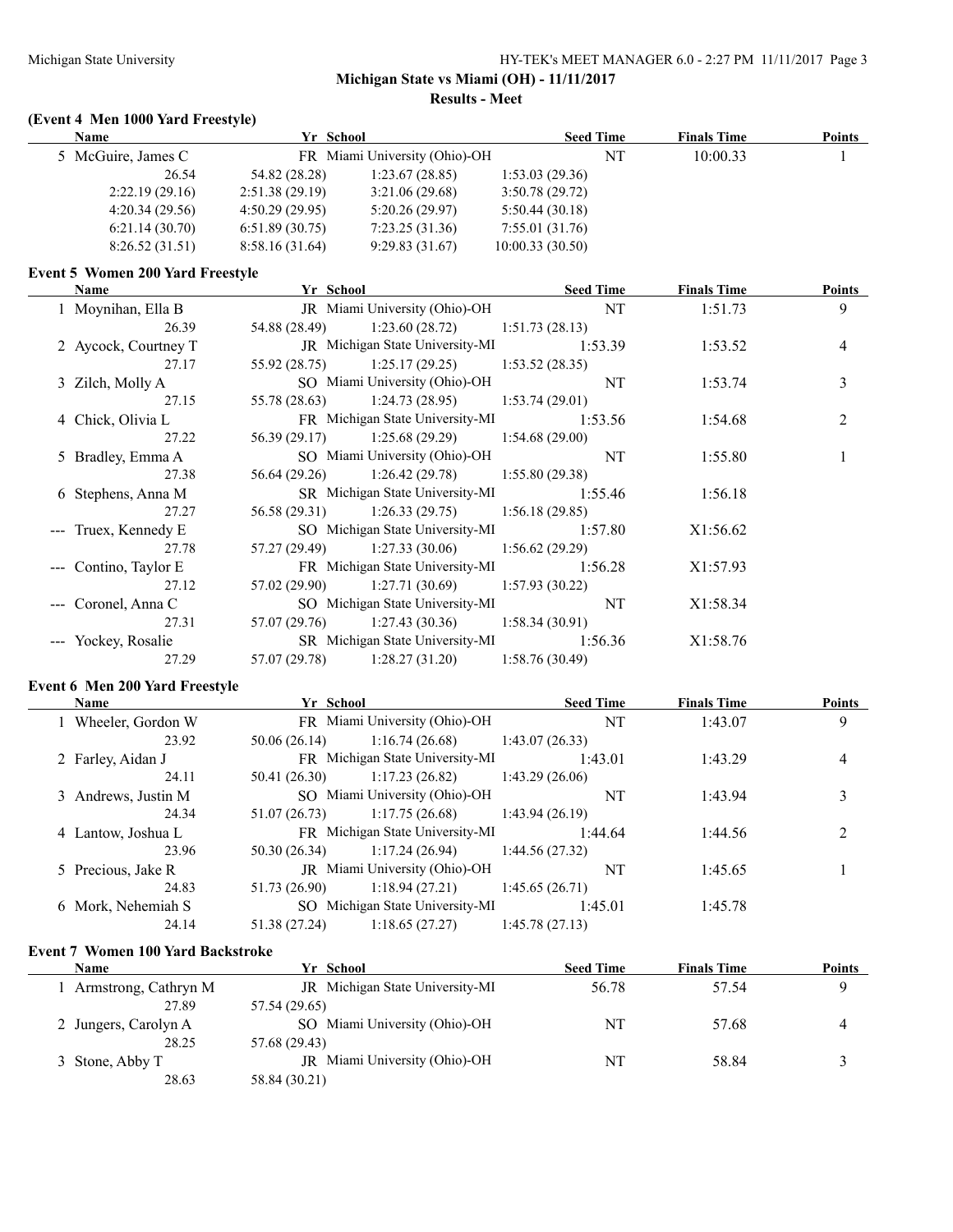**Michigan State vs Miami (OH) - 11/11/2017**

**Results - Meet**

### (Event 4 Men 1000 Yard Freestyle)

| Name | Yr | School | Seed Time | Finals Time | Points |
|---|---|---|---|---|---|
| 5 McGuire, James C | FR | Miami University (Ohio)-OH | NT | 10:00.33 | 1 |

| | | | |
|---|---|---|---|
| 26.54 | 54.82 (28.28) | 1:23.67 (28.85) | 1:53.03 (29.36) |
| 2:22.19 (29.16) | 2:51.38 (29.19) | 3:21.06 (29.68) | 3:50.78 (29.72) |
| 4:20.34 (29.56) | 4:50.29 (29.95) | 5:20.26 (29.97) | 5:50.44 (30.18) |
| 6:21.14 (30.70) | 6:51.89 (30.75) | 7:23.25 (31.36) | 7:55.01 (31.76) |
| 8:26.52 (31.51) | 8:58.16 (31.64) | 9:29.83 (31.67) | 10:00.33 (30.50) |

### Event 5 Women 200 Yard Freestyle

| Name | Yr | School | Seed Time | Finals Time | Points |
|---|---|---|---|---|---|
| 1 Moynihan, Ella B | JR | Miami University (Ohio)-OH | NT | 1:51.73 | 9 |
| 26.39 | 54.88 (28.49) | 1:23.60 (28.72) | 1:51.73 (28.13) | | |
| 2 Aycock, Courtney T | JR | Michigan State University-MI | 1:53.39 | 1:53.52 | 4 |
| 27.17 | 55.92 (28.75) | 1:25.17 (29.25) | 1:53.52 (28.35) | | |
| 3 Zilch, Molly A | SO | Miami University (Ohio)-OH | NT | 1:53.74 | 3 |
| 27.15 | 55.78 (28.63) | 1:24.73 (28.95) | 1:53.74 (29.01) | | |
| 4 Chick, Olivia L | FR | Michigan State University-MI | 1:53.56 | 1:54.68 | 2 |
| 27.22 | 56.39 (29.17) | 1:25.68 (29.29) | 1:54.68 (29.00) | | |
| 5 Bradley, Emma A | SO | Miami University (Ohio)-OH | NT | 1:55.80 | 1 |
| 27.38 | 56.64 (29.26) | 1:26.42 (29.78) | 1:55.80 (29.38) | | |
| 6 Stephens, Anna M | SR | Michigan State University-MI | 1:55.46 | 1:56.18 | |
| 27.27 | 56.58 (29.31) | 1:26.33 (29.75) | 1:56.18 (29.85) | | |
| --- Truex, Kennedy E | SO | Michigan State University-MI | 1:57.80 | X1:56.62 | |
| 27.78 | 57.27 (29.49) | 1:27.33 (30.06) | 1:56.62 (29.29) | | |
| --- Contino, Taylor E | FR | Michigan State University-MI | 1:56.28 | X1:57.93 | |
| 27.12 | 57.02 (29.90) | 1:27.71 (30.69) | 1:57.93 (30.22) | | |
| --- Coronel, Anna C | SO | Michigan State University-MI | NT | X1:58.34 | |
| 27.31 | 57.07 (29.76) | 1:27.43 (30.36) | 1:58.34 (30.91) | | |
| --- Yockey, Rosalie | SR | Michigan State University-MI | 1:56.36 | X1:58.76 | |
| 27.29 | 57.07 (29.78) | 1:28.27 (31.20) | 1:58.76 (30.49) | | |

### Event 6 Men 200 Yard Freestyle

| Name | Yr | School | Seed Time | Finals Time | Points |
|---|---|---|---|---|---|
| 1 Wheeler, Gordon W | FR | Miami University (Ohio)-OH | NT | 1:43.07 | 9 |
| 23.92 | 50.06 (26.14) | 1:16.74 (26.68) | 1:43.07 (26.33) | | |
| 2 Farley, Aidan J | FR | Michigan State University-MI | 1:43.01 | 1:43.29 | 4 |
| 24.11 | 50.41 (26.30) | 1:17.23 (26.82) | 1:43.29 (26.06) | | |
| 3 Andrews, Justin M | SO | Miami University (Ohio)-OH | NT | 1:43.94 | 3 |
| 24.34 | 51.07 (26.73) | 1:17.75 (26.68) | 1:43.94 (26.19) | | |
| 4 Lantow, Joshua L | FR | Michigan State University-MI | 1:44.64 | 1:44.56 | 2 |
| 23.96 | 50.30 (26.34) | 1:17.24 (26.94) | 1:44.56 (27.32) | | |
| 5 Precious, Jake R | JR | Miami University (Ohio)-OH | NT | 1:45.65 | 1 |
| 24.83 | 51.73 (26.90) | 1:18.94 (27.21) | 1:45.65 (26.71) | | |
| 6 Mork, Nehemiah S | SO | Michigan State University-MI | 1:45.01 | 1:45.78 | |
| 24.14 | 51.38 (27.24) | 1:18.65 (27.27) | 1:45.78 (27.13) | | |

### Event 7 Women 100 Yard Backstroke

| Name | Yr | School | Seed Time | Finals Time | Points |
|---|---|---|---|---|---|
| 1 Armstrong, Cathryn M | JR | Michigan State University-MI | 56.78 | 57.54 | 9 |
| 27.89 | 57.54 (29.65) | | | | |
| 2 Jungers, Carolyn A | SO | Miami University (Ohio)-OH | NT | 57.68 | 4 |
| 28.25 | 57.68 (29.43) | | | | |
| 3 Stone, Abby T | JR | Miami University (Ohio)-OH | NT | 58.84 | 3 |
| 28.63 | 58.84 (30.21) | | | | |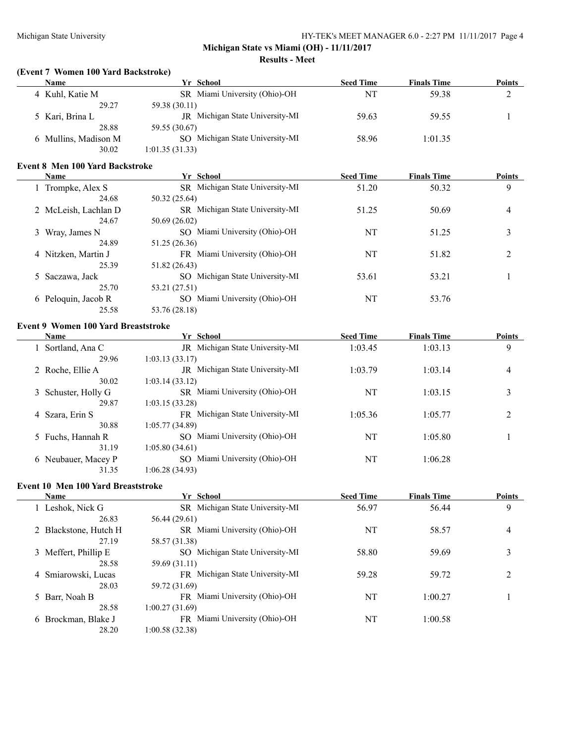**Michigan State vs Miami (OH) - 11/11/2017**

**Results - Meet**

### (Event 7 Women 100 Yard Backstroke)

| | Name | Yr | School | Seed Time | Finals Time | Points |
|---|---|---|---|---|---|---|
| 4 | Kuhl, Katie M | SR | Miami University (Ohio)-OH | NT | 59.38 | 2 |
| | 29.27 | 59.38 (30.11) | | | | |
| 5 | Kari, Brina L | JR | Michigan State University-MI | 59.63 | 59.55 | 1 |
| | 28.88 | 59.55 (30.67) | | | | |
| 6 | Mullins, Madison M | SO | Michigan State University-MI | 58.96 | 1:01.35 | |
| | 30.02 | 1:01.35 (31.33) | | | | |

### Event 8 Men 100 Yard Backstroke

| | Name | Yr | School | Seed Time | Finals Time | Points |
|---|---|---|---|---|---|---|
| 1 | Trompke, Alex S | SR | Michigan State University-MI | 51.20 | 50.32 | 9 |
| | 24.68 | 50.32 (25.64) | | | | |
| 2 | McLeish, Lachlan D | SR | Michigan State University-MI | 51.25 | 50.69 | 4 |
| | 24.67 | 50.69 (26.02) | | | | |
| 3 | Wray, James N | SO | Miami University (Ohio)-OH | NT | 51.25 | 3 |
| | 24.89 | 51.25 (26.36) | | | | |
| 4 | Nitzken, Martin J | FR | Miami University (Ohio)-OH | NT | 51.82 | 2 |
| | 25.39 | 51.82 (26.43) | | | | |
| 5 | Saczawa, Jack | SO | Michigan State University-MI | 53.61 | 53.21 | 1 |
| | 25.70 | 53.21 (27.51) | | | | |
| 6 | Peloquin, Jacob R | SO | Miami University (Ohio)-OH | NT | 53.76 | |
| | 25.58 | 53.76 (28.18) | | | | |

### Event 9 Women 100 Yard Breaststroke

| | Name | Yr | School | Seed Time | Finals Time | Points |
|---|---|---|---|---|---|---|
| 1 | Sortland, Ana C | JR | Michigan State University-MI | 1:03.45 | 1:03.13 | 9 |
| | 29.96 | 1:03.13 (33.17) | | | | |
| 2 | Roche, Ellie A | JR | Michigan State University-MI | 1:03.79 | 1:03.14 | 4 |
| | 30.02 | 1:03.14 (33.12) | | | | |
| 3 | Schuster, Holly G | SR | Miami University (Ohio)-OH | NT | 1:03.15 | 3 |
| | 29.87 | 1:03.15 (33.28) | | | | |
| 4 | Szara, Erin S | FR | Michigan State University-MI | 1:05.36 | 1:05.77 | 2 |
| | 30.88 | 1:05.77 (34.89) | | | | |
| 5 | Fuchs, Hannah R | SO | Miami University (Ohio)-OH | NT | 1:05.80 | 1 |
| | 31.19 | 1:05.80 (34.61) | | | | |
| 6 | Neubauer, Macey P | SO | Miami University (Ohio)-OH | NT | 1:06.28 | |
| | 31.35 | 1:06.28 (34.93) | | | | |

### Event 10 Men 100 Yard Breaststroke

| | Name | Yr | School | Seed Time | Finals Time | Points |
|---|---|---|---|---|---|---|
| 1 | Leshok, Nick G | SR | Michigan State University-MI | 56.97 | 56.44 | 9 |
| | 26.83 | 56.44 (29.61) | | | | |
| 2 | Blackstone, Hutch H | SR | Miami University (Ohio)-OH | NT | 58.57 | 4 |
| | 27.19 | 58.57 (31.38) | | | | |
| 3 | Meffert, Phillip E | SO | Michigan State University-MI | 58.80 | 59.69 | 3 |
| | 28.58 | 59.69 (31.11) | | | | |
| 4 | Smiarowski, Lucas | FR | Michigan State University-MI | 59.28 | 59.72 | 2 |
| | 28.03 | 59.72 (31.69) | | | | |
| 5 | Barr, Noah B | FR | Miami University (Ohio)-OH | NT | 1:00.27 | 1 |
| | 28.58 | 1:00.27 (31.69) | | | | |
| 6 | Brockman, Blake J | FR | Miami University (Ohio)-OH | NT | 1:00.58 | |
| | 28.20 | 1:00.58 (32.38) | | | | |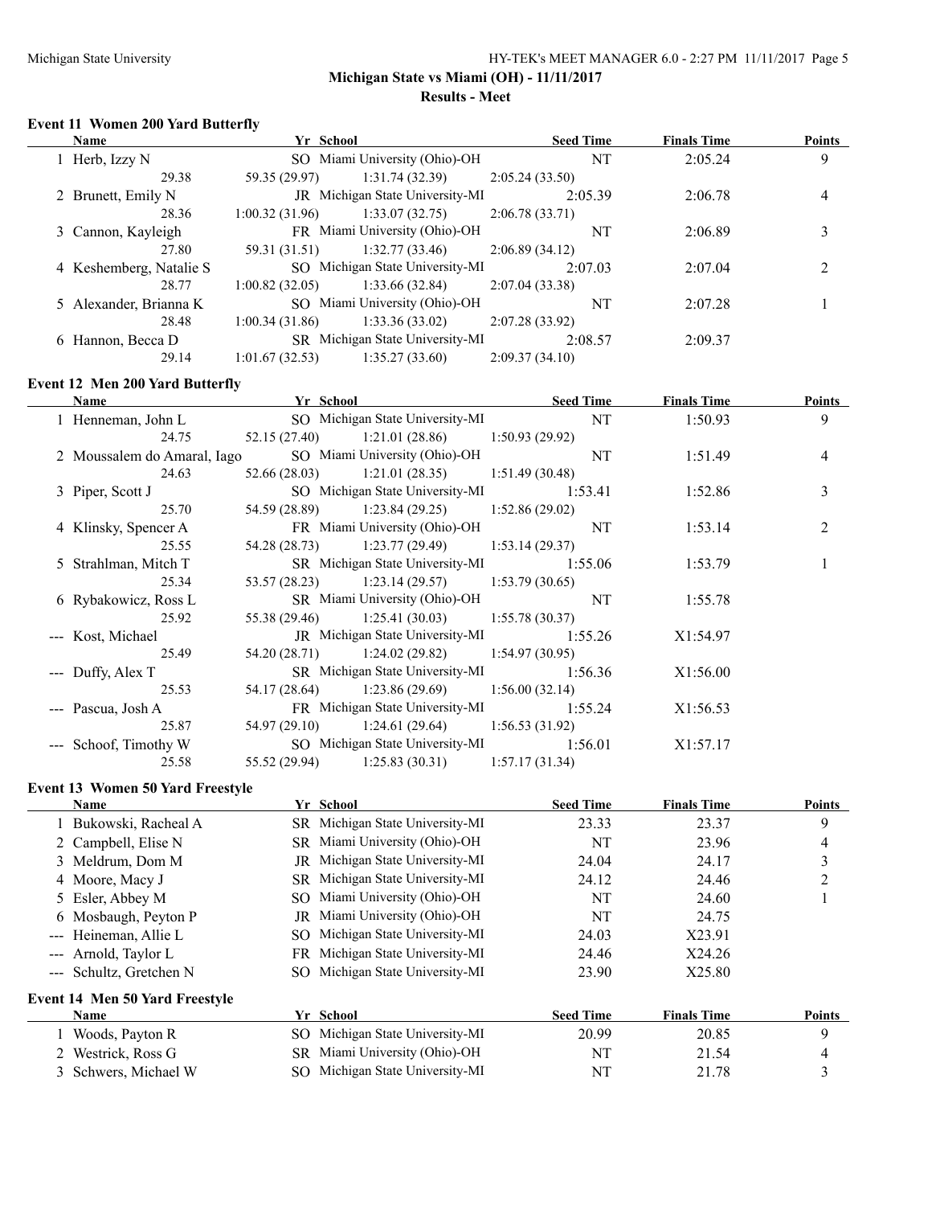**Michigan State vs Miami (OH) - 11/11/2017**

**Results - Meet**

### Event 11 Women 200 Yard Butterfly

| | Name | Yr | School | Seed Time | Finals Time | Points |
|---|---|---|---|---|---|---|
| 1 | Herb, Izzy N | SO | Miami University (Ohio)-OH | NT | 2:05.24 | 9 |
| | 29.38 | 59.35 (29.97) | 1:31.74 (32.39) | 2:05.24 (33.50) | | |
| 2 | Brunett, Emily N | JR | Michigan State University-MI | 2:05.39 | 2:06.78 | 4 |
| | 28.36 | 1:00.32 (31.96) | 1:33.07 (32.75) | 2:06.78 (33.71) | | |
| 3 | Cannon, Kayleigh | FR | Miami University (Ohio)-OH | NT | 2:06.89 | 3 |
| | 27.80 | 59.31 (31.51) | 1:32.77 (33.46) | 2:06.89 (34.12) | | |
| 4 | Keshemberg, Natalie S | SO | Michigan State University-MI | 2:07.03 | 2:07.04 | 2 |
| | 28.77 | 1:00.82 (32.05) | 1:33.66 (32.84) | 2:07.04 (33.38) | | |
| 5 | Alexander, Brianna K | SO | Miami University (Ohio)-OH | NT | 2:07.28 | 1 |
| | 28.48 | 1:00.34 (31.86) | 1:33.36 (33.02) | 2:07.28 (33.92) | | |
| 6 | Hannon, Becca D | SR | Michigan State University-MI | 2:08.57 | 2:09.37 | |
| | 29.14 | 1:01.67 (32.53) | 1:35.27 (33.60) | 2:09.37 (34.10) | | |

### Event 12 Men 200 Yard Butterfly

| | Name | Yr | School | Seed Time | Finals Time | Points |
|---|---|---|---|---|---|---|
| 1 | Henneman, John L | SO | Michigan State University-MI | NT | 1:50.93 | 9 |
| | 24.75 | 52.15 (27.40) | 1:21.01 (28.86) | 1:50.93 (29.92) | | |
| 2 | Moussalem do Amaral, Iago | SO | Miami University (Ohio)-OH | NT | 1:51.49 | 4 |
| | 24.63 | 52.66 (28.03) | 1:21.01 (28.35) | 1:51.49 (30.48) | | |
| 3 | Piper, Scott J | SO | Michigan State University-MI | 1:53.41 | 1:52.86 | 3 |
| | 25.70 | 54.59 (28.89) | 1:23.84 (29.25) | 1:52.86 (29.02) | | |
| 4 | Klinsky, Spencer A | FR | Miami University (Ohio)-OH | NT | 1:53.14 | 2 |
| | 25.55 | 54.28 (28.73) | 1:23.77 (29.49) | 1:53.14 (29.37) | | |
| 5 | Strahlman, Mitch T | SR | Michigan State University-MI | 1:55.06 | 1:53.79 | 1 |
| | 25.34 | 53.57 (28.23) | 1:23.14 (29.57) | 1:53.79 (30.65) | | |
| 6 | Rybakowicz, Ross L | SR | Miami University (Ohio)-OH | NT | 1:55.78 | |
| | 25.92 | 55.38 (29.46) | 1:25.41 (30.03) | 1:55.78 (30.37) | | |
| --- | Kost, Michael | JR | Michigan State University-MI | 1:55.26 | X1:54.97 | |
| | 25.49 | 54.20 (28.71) | 1:24.02 (29.82) | 1:54.97 (30.95) | | |
| --- | Duffy, Alex T | SR | Michigan State University-MI | 1:56.36 | X1:56.00 | |
| | 25.53 | 54.17 (28.64) | 1:23.86 (29.69) | 1:56.00 (32.14) | | |
| --- | Pascua, Josh A | FR | Michigan State University-MI | 1:55.24 | X1:56.53 | |
| | 25.87 | 54.97 (29.10) | 1:24.61 (29.64) | 1:56.53 (31.92) | | |
| --- | Schoof, Timothy W | SO | Michigan State University-MI | 1:56.01 | X1:57.17 | |
| | 25.58 | 55.52 (29.94) | 1:25.83 (30.31) | 1:57.17 (31.34) | | |

### Event 13 Women 50 Yard Freestyle

| | Name | Yr | School | Seed Time | Finals Time | Points |
|---|---|---|---|---|---|---|
| 1 | Bukowski, Racheal A | SR | Michigan State University-MI | 23.33 | 23.37 | 9 |
| 2 | Campbell, Elise N | SR | Miami University (Ohio)-OH | NT | 23.96 | 4 |
| 3 | Meldrum, Dom M | JR | Michigan State University-MI | 24.04 | 24.17 | 3 |
| 4 | Moore, Macy J | SR | Michigan State University-MI | 24.12 | 24.46 | 2 |
| 5 | Esler, Abbey M | SO | Miami University (Ohio)-OH | NT | 24.60 | 1 |
| 6 | Mosbaugh, Peyton P | JR | Miami University (Ohio)-OH | NT | 24.75 | |
| --- | Heineman, Allie L | SO | Michigan State University-MI | 24.03 | X23.91 | |
| --- | Arnold, Taylor L | FR | Michigan State University-MI | 24.46 | X24.26 | |
| --- | Schultz, Gretchen N | SO | Michigan State University-MI | 23.90 | X25.80 | |

### Event 14 Men 50 Yard Freestyle

| | Name | Yr | School | Seed Time | Finals Time | Points |
|---|---|---|---|---|---|---|
| 1 | Woods, Payton R | SO | Michigan State University-MI | 20.99 | 20.85 | 9 |
| 2 | Westrick, Ross G | SR | Miami University (Ohio)-OH | NT | 21.54 | 4 |
| 3 | Schwers, Michael W | SO | Michigan State University-MI | NT | 21.78 | 3 |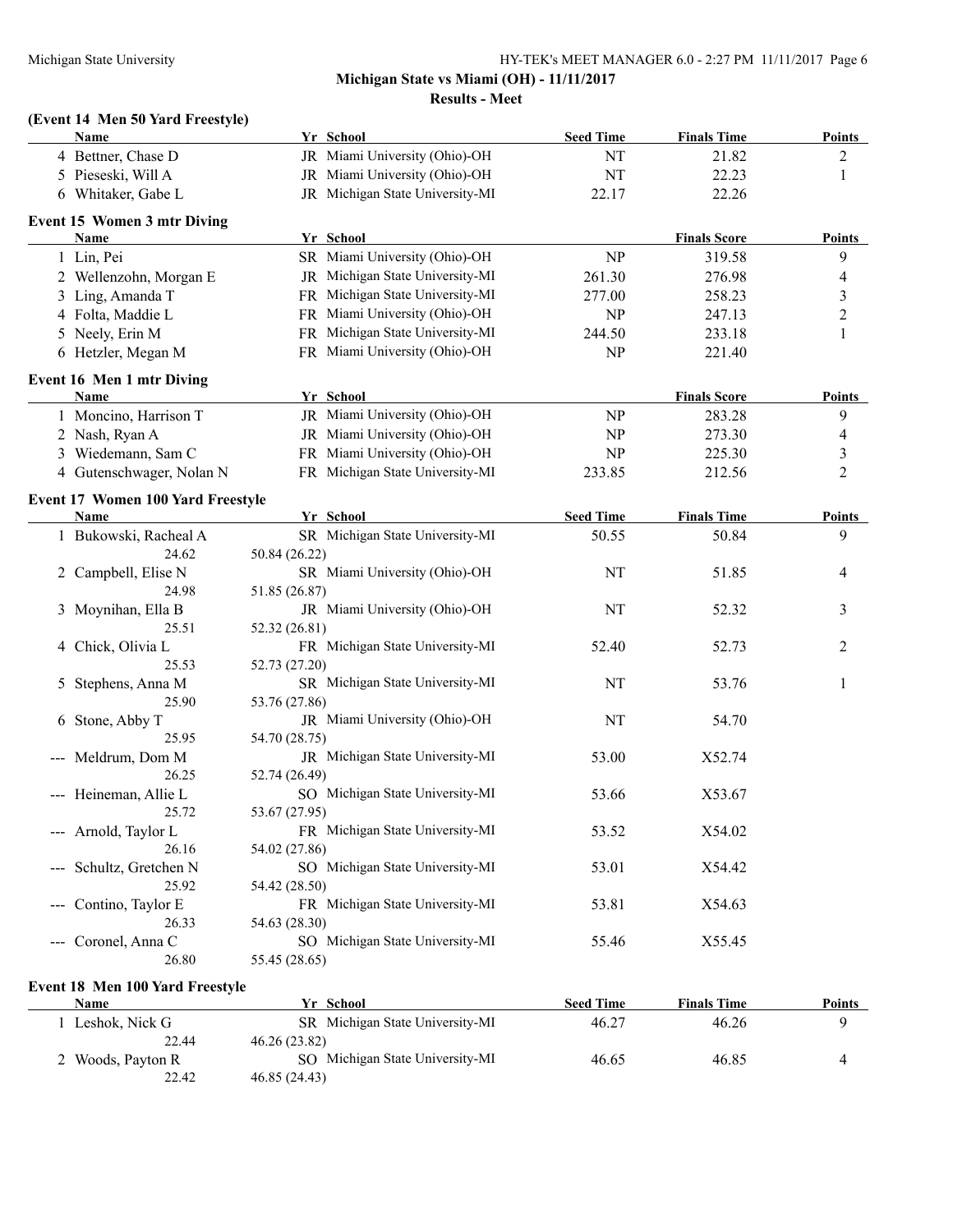**Michigan State vs Miami (OH) - 11/11/2017**

**Results - Meet**

### (Event 14 Men 50 Yard Freestyle)

| Name | Yr | School | Seed Time | Finals Time | Points |
|---|---|---|---|---|---|
| 4 Bettner, Chase D | JR | Miami University (Ohio)-OH | NT | 21.82 | 2 |
| 5 Pieseski, Will A | JR | Miami University (Ohio)-OH | NT | 22.23 | 1 |
| 6 Whitaker, Gabe L | JR | Michigan State University-MI | 22.17 | 22.26 | |

### Event 15 Women 3 mtr Diving

| Name | Yr | School | | Finals Score | Points |
|---|---|---|---|---|---|
| 1 Lin, Pei | SR | Miami University (Ohio)-OH | NP | 319.58 | 9 |
| 2 Wellenzohn, Morgan E | JR | Michigan State University-MI | 261.30 | 276.98 | 4 |
| 3 Ling, Amanda T | FR | Michigan State University-MI | 277.00 | 258.23 | 3 |
| 4 Folta, Maddie L | FR | Miami University (Ohio)-OH | NP | 247.13 | 2 |
| 5 Neely, Erin M | FR | Michigan State University-MI | 244.50 | 233.18 | 1 |
| 6 Hetzler, Megan M | FR | Miami University (Ohio)-OH | NP | 221.40 | |

### Event 16 Men 1 mtr Diving

| Name | Yr | School | | Finals Score | Points |
|---|---|---|---|---|---|
| 1 Moncino, Harrison T | JR | Miami University (Ohio)-OH | NP | 283.28 | 9 |
| 2 Nash, Ryan A | JR | Miami University (Ohio)-OH | NP | 273.30 | 4 |
| 3 Wiedemann, Sam C | FR | Miami University (Ohio)-OH | NP | 225.30 | 3 |
| 4 Gutenschwager, Nolan N | FR | Michigan State University-MI | 233.85 | 212.56 | 2 |

### Event 17 Women 100 Yard Freestyle

| Name | Yr | School | Seed Time | Finals Time | Points |
|---|---|---|---|---|---|
| 1 Bukowski, Racheal A | SR | Michigan State University-MI | 50.55 | 50.84 | 9 |
| 24.62 | 50.84 (26.22) | | | | |
| 2 Campbell, Elise N | SR | Miami University (Ohio)-OH | NT | 51.85 | 4 |
| 24.98 | 51.85 (26.87) | | | | |
| 3 Moynihan, Ella B | JR | Miami University (Ohio)-OH | NT | 52.32 | 3 |
| 25.51 | 52.32 (26.81) | | | | |
| 4 Chick, Olivia L | FR | Michigan State University-MI | 52.40 | 52.73 | 2 |
| 25.53 | 52.73 (27.20) | | | | |
| 5 Stephens, Anna M | SR | Michigan State University-MI | NT | 53.76 | 1 |
| 25.90 | 53.76 (27.86) | | | | |
| 6 Stone, Abby T | JR | Miami University (Ohio)-OH | NT | 54.70 | |
| 25.95 | 54.70 (28.75) | | | | |
| --- Meldrum, Dom M | JR | Michigan State University-MI | 53.00 | X52.74 | |
| 26.25 | 52.74 (26.49) | | | | |
| --- Heineman, Allie L | SO | Michigan State University-MI | 53.66 | X53.67 | |
| 25.72 | 53.67 (27.95) | | | | |
| --- Arnold, Taylor L | FR | Michigan State University-MI | 53.52 | X54.02 | |
| 26.16 | 54.02 (27.86) | | | | |
| --- Schultz, Gretchen N | SO | Michigan State University-MI | 53.01 | X54.42 | |
| 25.92 | 54.42 (28.50) | | | | |
| --- Contino, Taylor E | FR | Michigan State University-MI | 53.81 | X54.63 | |
| 26.33 | 54.63 (28.30) | | | | |
| --- Coronel, Anna C | SO | Michigan State University-MI | 55.46 | X55.45 | |
| 26.80 | 55.45 (28.65) | | | | |

### Event 18 Men 100 Yard Freestyle

| Name | Yr | School | Seed Time | Finals Time | Points |
|---|---|---|---|---|---|
| 1 Leshok, Nick G | SR | Michigan State University-MI | 46.27 | 46.26 | 9 |
| 22.44 | 46.26 (23.82) | | | | |
| 2 Woods, Payton R | SO | Michigan State University-MI | 46.65 | 46.85 | 4 |
| 22.42 | 46.85 (24.43) | | | | |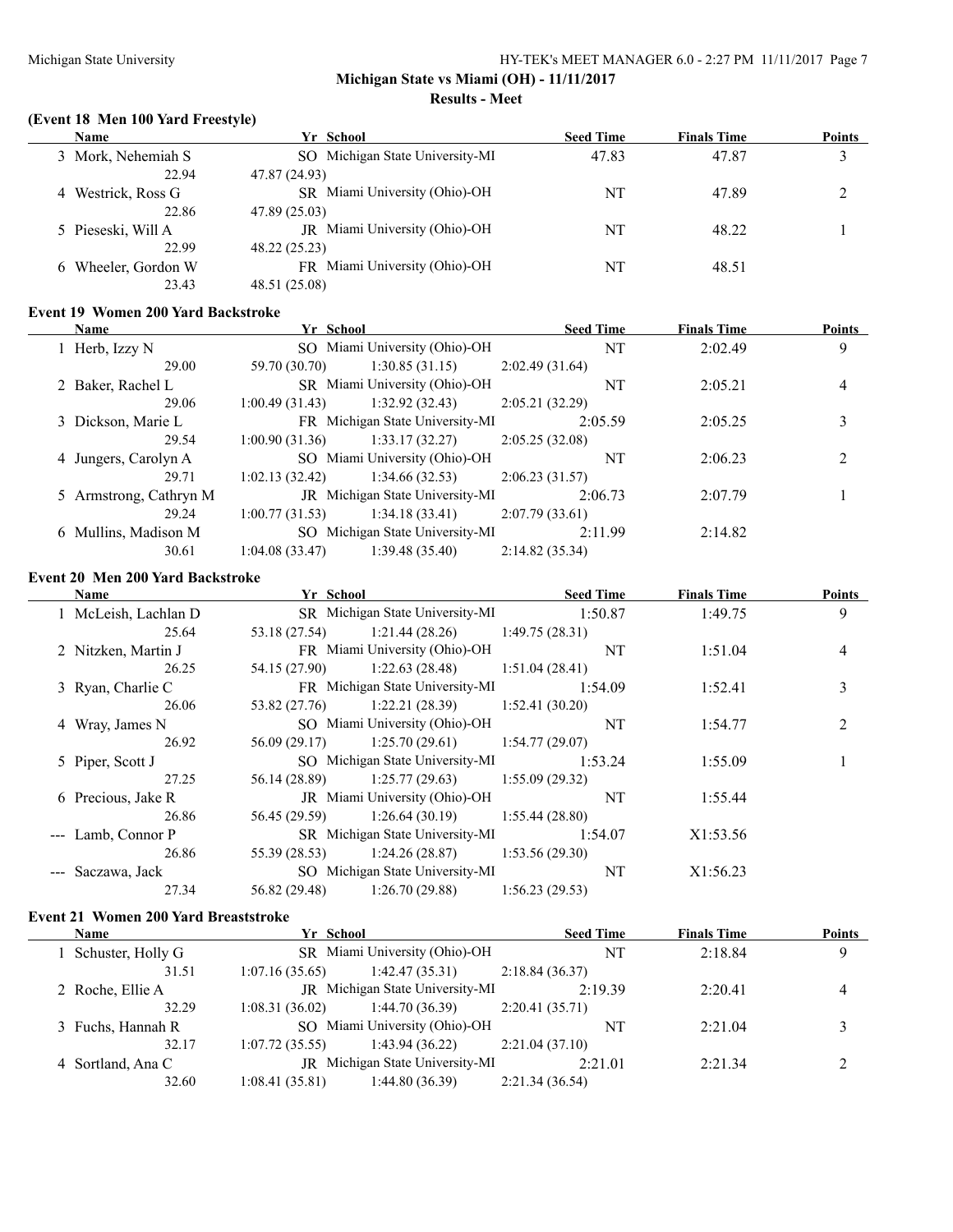**Michigan State vs Miami (OH) - 11/11/2017**

**Results - Meet**

### (Event 18 Men 100 Yard Freestyle)

| Name | Yr | School | Seed Time | Finals Time | Points |
|---|---|---|---|---|---|
| 3 Mork, Nehemiah S | SO | Michigan State University-MI | 47.83 | 47.87 | 3 |
| 22.94 | 47.87 (24.93) | | | | |
| 4 Westrick, Ross G | SR | Miami University (Ohio)-OH | NT | 47.89 | 2 |
| 22.86 | 47.89 (25.03) | | | | |
| 5 Pieseski, Will A | JR | Miami University (Ohio)-OH | NT | 48.22 | 1 |
| 22.99 | 48.22 (25.23) | | | | |
| 6 Wheeler, Gordon W | FR | Miami University (Ohio)-OH | NT | 48.51 | |
| 23.43 | 48.51 (25.08) | | | | |

### Event 19 Women 200 Yard Backstroke

| Name | Yr | School | Seed Time | Finals Time | Points |
|---|---|---|---|---|---|
| 1 Herb, Izzy N | SO | Miami University (Ohio)-OH | NT | 2:02.49 | 9 |
| 29.00 | 59.70 (30.70) | 1:30.85 (31.15) | 2:02.49 (31.64) | | |
| 2 Baker, Rachel L | SR | Miami University (Ohio)-OH | NT | 2:05.21 | 4 |
| 29.06 | 1:00.49 (31.43) | 1:32.92 (32.43) | 2:05.21 (32.29) | | |
| 3 Dickson, Marie L | FR | Michigan State University-MI | 2:05.59 | 2:05.25 | 3 |
| 29.54 | 1:00.90 (31.36) | 1:33.17 (32.27) | 2:05.25 (32.08) | | |
| 4 Jungers, Carolyn A | SO | Miami University (Ohio)-OH | NT | 2:06.23 | 2 |
| 29.71 | 1:02.13 (32.42) | 1:34.66 (32.53) | 2:06.23 (31.57) | | |
| 5 Armstrong, Cathryn M | JR | Michigan State University-MI | 2:06.73 | 2:07.79 | 1 |
| 29.24 | 1:00.77 (31.53) | 1:34.18 (33.41) | 2:07.79 (33.61) | | |
| 6 Mullins, Madison M | SO | Michigan State University-MI | 2:11.99 | 2:14.82 | |
| 30.61 | 1:04.08 (33.47) | 1:39.48 (35.40) | 2:14.82 (35.34) | | |

### Event 20 Men 200 Yard Backstroke

| Name | Yr | School | Seed Time | Finals Time | Points |
|---|---|---|---|---|---|
| 1 McLeish, Lachlan D | SR | Michigan State University-MI | 1:50.87 | 1:49.75 | 9 |
| 25.64 | 53.18 (27.54) | 1:21.44 (28.26) | 1:49.75 (28.31) | | |
| 2 Nitzken, Martin J | FR | Miami University (Ohio)-OH | NT | 1:51.04 | 4 |
| 26.25 | 54.15 (27.90) | 1:22.63 (28.48) | 1:51.04 (28.41) | | |
| 3 Ryan, Charlie C | FR | Michigan State University-MI | 1:54.09 | 1:52.41 | 3 |
| 26.06 | 53.82 (27.76) | 1:22.21 (28.39) | 1:52.41 (30.20) | | |
| 4 Wray, James N | SO | Miami University (Ohio)-OH | NT | 1:54.77 | 2 |
| 26.92 | 56.09 (29.17) | 1:25.70 (29.61) | 1:54.77 (29.07) | | |
| 5 Piper, Scott J | SO | Michigan State University-MI | 1:53.24 | 1:55.09 | 1 |
| 27.25 | 56.14 (28.89) | 1:25.77 (29.63) | 1:55.09 (29.32) | | |
| 6 Precious, Jake R | JR | Miami University (Ohio)-OH | NT | 1:55.44 | |
| 26.86 | 56.45 (29.59) | 1:26.64 (30.19) | 1:55.44 (28.80) | | |
| --- Lamb, Connor P | SR | Michigan State University-MI | 1:54.07 | X1:53.56 | |
| 26.86 | 55.39 (28.53) | 1:24.26 (28.87) | 1:53.56 (29.30) | | |
| --- Saczawa, Jack | SO | Michigan State University-MI | NT | X1:56.23 | |
| 27.34 | 56.82 (29.48) | 1:26.70 (29.88) | 1:56.23 (29.53) | | |

### Event 21 Women 200 Yard Breaststroke

| Name | Yr | School | Seed Time | Finals Time | Points |
|---|---|---|---|---|---|
| 1 Schuster, Holly G | SR | Miami University (Ohio)-OH | NT | 2:18.84 | 9 |
| 31.51 | 1:07.16 (35.65) | 1:42.47 (35.31) | 2:18.84 (36.37) | | |
| 2 Roche, Ellie A | JR | Michigan State University-MI | 2:19.39 | 2:20.41 | 4 |
| 32.29 | 1:08.31 (36.02) | 1:44.70 (36.39) | 2:20.41 (35.71) | | |
| 3 Fuchs, Hannah R | SO | Miami University (Ohio)-OH | NT | 2:21.04 | 3 |
| 32.17 | 1:07.72 (35.55) | 1:43.94 (36.22) | 2:21.04 (37.10) | | |
| 4 Sortland, Ana C | JR | Michigan State University-MI | 2:21.01 | 2:21.34 | 2 |
| 32.60 | 1:08.41 (35.81) | 1:44.80 (36.39) | 2:21.34 (36.54) | | |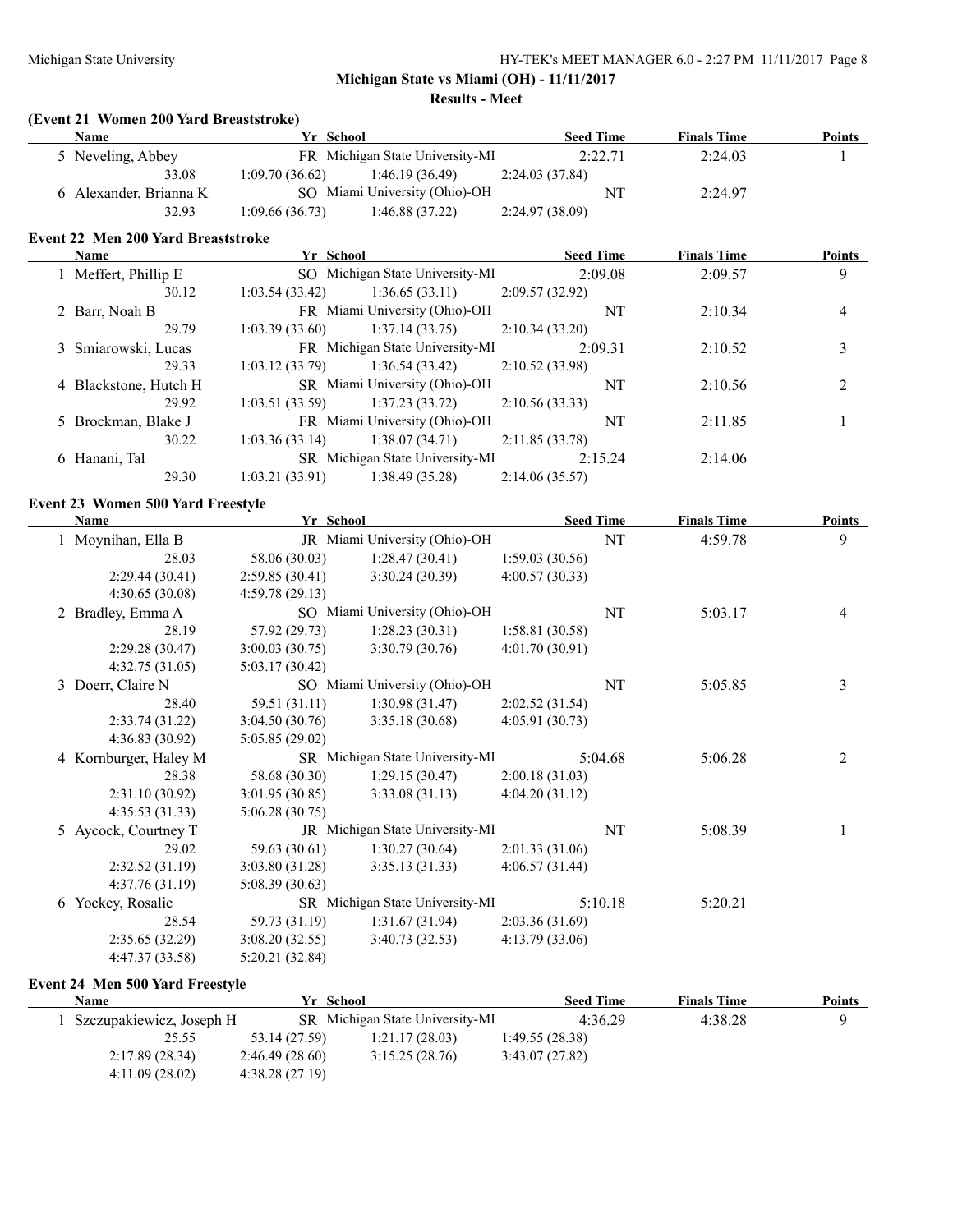**Michigan State vs Miami (OH) - 11/11/2017**

**Results - Meet**

### (Event 21 Women 200 Yard Breaststroke)

| Name | Yr | School | Seed Time | Finals Time | Points |
|---|---|---|---|---|---|
| 5 Neveling, Abbey | FR | Michigan State University-MI | 2:22.71 | 2:24.03 | 1 |
| 33.08 | 1:09.70 (36.62) | 1:46.19 (36.49) | 2:24.03 (37.84) | | |
| 6 Alexander, Brianna K | SO | Miami University (Ohio)-OH | NT | 2:24.97 | |
| 32.93 | 1:09.66 (36.73) | 1:46.88 (37.22) | 2:24.97 (38.09) | | |

### Event 22 Men 200 Yard Breaststroke

| Name | Yr | School | Seed Time | Finals Time | Points |
|---|---|---|---|---|---|
| 1 Meffert, Phillip E | SO | Michigan State University-MI | 2:09.08 | 2:09.57 | 9 |
| 30.12 | 1:03.54 (33.42) | 1:36.65 (33.11) | 2:09.57 (32.92) | | |
| 2 Barr, Noah B | FR | Miami University (Ohio)-OH | NT | 2:10.34 | 4 |
| 29.79 | 1:03.39 (33.60) | 1:37.14 (33.75) | 2:10.34 (33.20) | | |
| 3 Smiarowski, Lucas | FR | Michigan State University-MI | 2:09.31 | 2:10.52 | 3 |
| 29.33 | 1:03.12 (33.79) | 1:36.54 (33.42) | 2:10.52 (33.98) | | |
| 4 Blackstone, Hutch H | SR | Miami University (Ohio)-OH | NT | 2:10.56 | 2 |
| 29.92 | 1:03.51 (33.59) | 1:37.23 (33.72) | 2:10.56 (33.33) | | |
| 5 Brockman, Blake J | FR | Miami University (Ohio)-OH | NT | 2:11.85 | 1 |
| 30.22 | 1:03.36 (33.14) | 1:38.07 (34.71) | 2:11.85 (33.78) | | |
| 6 Hanani, Tal | SR | Michigan State University-MI | 2:15.24 | 2:14.06 | |
| 29.30 | 1:03.21 (33.91) | 1:38.49 (35.28) | 2:14.06 (35.57) | | |

### Event 23 Women 500 Yard Freestyle

| Name | Yr | School | Seed Time | Finals Time | Points |
|---|---|---|---|---|---|
| 1 Moynihan, Ella B | JR | Miami University (Ohio)-OH | NT | 4:59.78 | 9 |
| 28.03 | 58.06 (30.03) | 1:28.47 (30.41) | 1:59.03 (30.56) | | |
| 2:29.44 (30.41) | 2:59.85 (30.41) | 3:30.24 (30.39) | 4:00.57 (30.33) | | |
| 4:30.65 (30.08) | 4:59.78 (29.13) | | | | |
| 2 Bradley, Emma A | SO | Miami University (Ohio)-OH | NT | 5:03.17 | 4 |
| 28.19 | 57.92 (29.73) | 1:28.23 (30.31) | 1:58.81 (30.58) | | |
| 2:29.28 (30.47) | 3:00.03 (30.75) | 3:30.79 (30.76) | 4:01.70 (30.91) | | |
| 4:32.75 (31.05) | 5:03.17 (30.42) | | | | |
| 3 Doerr, Claire N | SO | Miami University (Ohio)-OH | NT | 5:05.85 | 3 |
| 28.40 | 59.51 (31.11) | 1:30.98 (31.47) | 2:02.52 (31.54) | | |
| 2:33.74 (31.22) | 3:04.50 (30.76) | 3:35.18 (30.68) | 4:05.91 (30.73) | | |
| 4:36.83 (30.92) | 5:05.85 (29.02) | | | | |
| 4 Kornburger, Haley M | SR | Michigan State University-MI | 5:04.68 | 5:06.28 | 2 |
| 28.38 | 58.68 (30.30) | 1:29.15 (30.47) | 2:00.18 (31.03) | | |
| 2:31.10 (30.92) | 3:01.95 (30.85) | 3:33.08 (31.13) | 4:04.20 (31.12) | | |
| 4:35.53 (31.33) | 5:06.28 (30.75) | | | | |
| 5 Aycock, Courtney T | JR | Michigan State University-MI | NT | 5:08.39 | 1 |
| 29.02 | 59.63 (30.61) | 1:30.27 (30.64) | 2:01.33 (31.06) | | |
| 2:32.52 (31.19) | 3:03.80 (31.28) | 3:35.13 (31.33) | 4:06.57 (31.44) | | |
| 4:37.76 (31.19) | 5:08.39 (30.63) | | | | |
| 6 Yockey, Rosalie | SR | Michigan State University-MI | 5:10.18 | 5:20.21 | |
| 28.54 | 59.73 (31.19) | 1:31.67 (31.94) | 2:03.36 (31.69) | | |
| 2:35.65 (32.29) | 3:08.20 (32.55) | 3:40.73 (32.53) | 4:13.79 (33.06) | | |
| 4:47.37 (33.58) | 5:20.21 (32.84) | | | | |

### Event 24 Men 500 Yard Freestyle

| Name | Yr | School | Seed Time | Finals Time | Points |
|---|---|---|---|---|---|
| 1 Szczupakiewicz, Joseph H | SR | Michigan State University-MI | 4:36.29 | 4:38.28 | 9 |
| 25.55 | 53.14 (27.59) | 1:21.17 (28.03) | 1:49.55 (28.38) | | |
| 2:17.89 (28.34) | 2:46.49 (28.60) | 3:15.25 (28.76) | 3:43.07 (27.82) | | |
| 4:11.09 (28.02) | 4:38.28 (27.19) | | | | |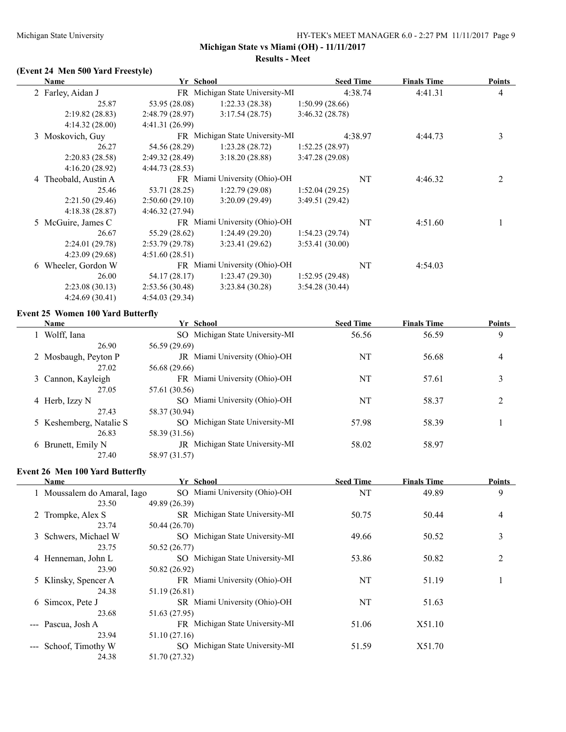## Michigan State vs Miami (OH) - 11/11/2017

### Results - Meet

### (Event 24 Men 500 Yard Freestyle)

| Name | Yr | School | Seed Time | Finals Time | Points |
|---|---|---|---|---|---|
| 2 Farley, Aidan J | FR | Michigan State University-MI | 4:38.74 | 4:41.31 | 4 |
| 25.87 | 53.95 (28.08) | 1:22.33 (28.38) | 1:50.99 (28.66) | | |
| 2:19.82 (28.83) | 2:48.79 (28.97) | 3:17.54 (28.75) | 3:46.32 (28.78) | | |
| 4:14.32 (28.00) | 4:41.31 (26.99) | | | | |
| 3 Moskovich, Guy | FR | Michigan State University-MI | 4:38.97 | 4:44.73 | 3 |
| 26.27 | 54.56 (28.29) | 1:23.28 (28.72) | 1:52.25 (28.97) | | |
| 2:20.83 (28.58) | 2:49.32 (28.49) | 3:18.20 (28.88) | 3:47.28 (29.08) | | |
| 4:16.20 (28.92) | 4:44.73 (28.53) | | | | |
| 4 Theobald, Austin A | FR | Miami University (Ohio)-OH | NT | 4:46.32 | 2 |
| 25.46 | 53.71 (28.25) | 1:22.79 (29.08) | 1:52.04 (29.25) | | |
| 2:21.50 (29.46) | 2:50.60 (29.10) | 3:20.09 (29.49) | 3:49.51 (29.42) | | |
| 4:18.38 (28.87) | 4:46.32 (27.94) | | | | |
| 5 McGuire, James C | FR | Miami University (Ohio)-OH | NT | 4:51.60 | 1 |
| 26.67 | 55.29 (28.62) | 1:24.49 (29.20) | 1:54.23 (29.74) | | |
| 2:24.01 (29.78) | 2:53.79 (29.78) | 3:23.41 (29.62) | 3:53.41 (30.00) | | |
| 4:23.09 (29.68) | 4:51.60 (28.51) | | | | |
| 6 Wheeler, Gordon W | FR | Miami University (Ohio)-OH | NT | 4:54.03 | |
| 26.00 | 54.17 (28.17) | 1:23.47 (29.30) | 1:52.95 (29.48) | | |
| 2:23.08 (30.13) | 2:53.56 (30.48) | 3:23.84 (30.28) | 3:54.28 (30.44) | | |
| 4:24.69 (30.41) | 4:54.03 (29.34) | | | | |

### Event 25 Women 100 Yard Butterfly

| Name | Yr | School | Seed Time | Finals Time | Points |
|---|---|---|---|---|---|
| 1 Wolff, Iana | SO | Michigan State University-MI | 56.56 | 56.59 | 9 |
| 26.90 | 56.59 (29.69) | | | | |
| 2 Mosbaugh, Peyton P | JR | Miami University (Ohio)-OH | NT | 56.68 | 4 |
| 27.02 | 56.68 (29.66) | | | | |
| 3 Cannon, Kayleigh | FR | Miami University (Ohio)-OH | NT | 57.61 | 3 |
| 27.05 | 57.61 (30.56) | | | | |
| 4 Herb, Izzy N | SO | Miami University (Ohio)-OH | NT | 58.37 | 2 |
| 27.43 | 58.37 (30.94) | | | | |
| 5 Keshemberg, Natalie S | SO | Michigan State University-MI | 57.98 | 58.39 | 1 |
| 26.83 | 58.39 (31.56) | | | | |
| 6 Brunett, Emily N | JR | Michigan State University-MI | 58.02 | 58.97 | |
| 27.40 | 58.97 (31.57) | | | | |

### Event 26 Men 100 Yard Butterfly

| Name | Yr | School | Seed Time | Finals Time | Points |
|---|---|---|---|---|---|
| 1 Moussalem do Amaral, Iago | SO | Miami University (Ohio)-OH | NT | 49.89 | 9 |
| 23.50 | 49.89 (26.39) | | | | |
| 2 Trompke, Alex S | SR | Michigan State University-MI | 50.75 | 50.44 | 4 |
| 23.74 | 50.44 (26.70) | | | | |
| 3 Schwers, Michael W | SO | Michigan State University-MI | 49.66 | 50.52 | 3 |
| 23.75 | 50.52 (26.77) | | | | |
| 4 Henneman, John L | SO | Michigan State University-MI | 53.86 | 50.82 | 2 |
| 23.90 | 50.82 (26.92) | | | | |
| 5 Klinsky, Spencer A | FR | Miami University (Ohio)-OH | NT | 51.19 | 1 |
| 24.38 | 51.19 (26.81) | | | | |
| 6 Simcox, Pete J | SR | Miami University (Ohio)-OH | NT | 51.63 | |
| 23.68 | 51.63 (27.95) | | | | |
| --- Pascua, Josh A | FR | Michigan State University-MI | 51.06 | X51.10 | |
| 23.94 | 51.10 (27.16) | | | | |
| --- Schoof, Timothy W | SO | Michigan State University-MI | 51.59 | X51.70 | |
| 24.38 | 51.70 (27.32) | | | | |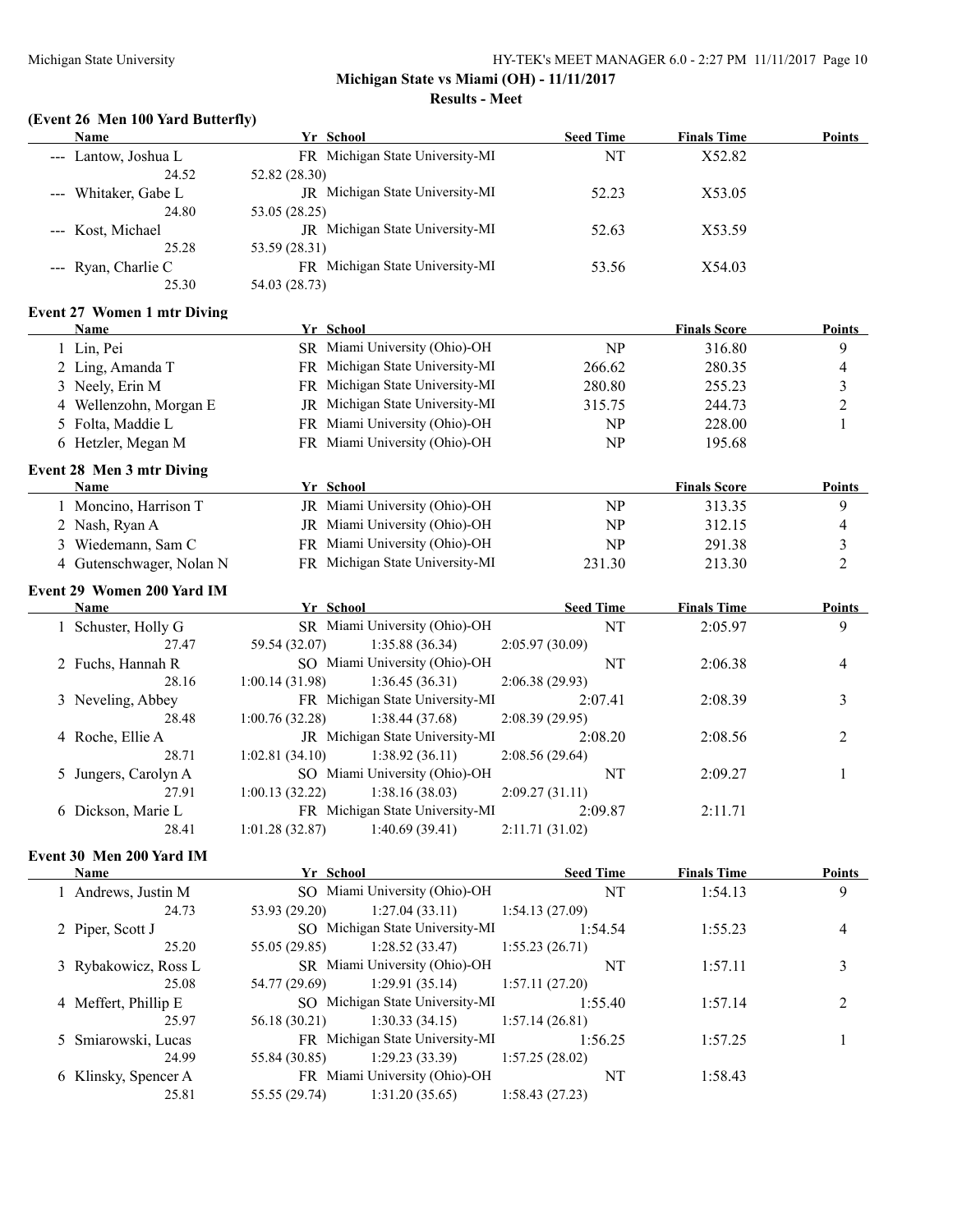**Michigan State vs Miami (OH) - 11/11/2017**

**Results - Meet**

### (Event 26 Men 100 Yard Butterfly)

| Name | Yr | School | Seed Time | Finals Time | Points |
|---|---|---|---|---|---|
| --- Lantow, Joshua L | FR | Michigan State University-MI | NT | X52.82 | |
| 24.52 | 52.82 (28.30) | | | | |
| --- Whitaker, Gabe L | JR | Michigan State University-MI | 52.23 | X53.05 | |
| 24.80 | 53.05 (28.25) | | | | |
| --- Kost, Michael | JR | Michigan State University-MI | 52.63 | X53.59 | |
| 25.28 | 53.59 (28.31) | | | | |
| --- Ryan, Charlie C | FR | Michigan State University-MI | 53.56 | X54.03 | |
| 25.30 | 54.03 (28.73) | | | | |

### Event 27 Women 1 mtr Diving

| Name | Yr | School | | Finals Score | Points |
|---|---|---|---|---|---|
| 1 Lin, Pei | SR | Miami University (Ohio)-OH | NP | 316.80 | 9 |
| 2 Ling, Amanda T | FR | Michigan State University-MI | 266.62 | 280.35 | 4 |
| 3 Neely, Erin M | FR | Michigan State University-MI | 280.80 | 255.23 | 3 |
| 4 Wellenzohn, Morgan E | JR | Michigan State University-MI | 315.75 | 244.73 | 2 |
| 5 Folta, Maddie L | FR | Miami University (Ohio)-OH | NP | 228.00 | 1 |
| 6 Hetzler, Megan M | FR | Miami University (Ohio)-OH | NP | 195.68 | |

### Event 28 Men 3 mtr Diving

| Name | Yr | School | | Finals Score | Points |
|---|---|---|---|---|---|
| 1 Moncino, Harrison T | JR | Miami University (Ohio)-OH | NP | 313.35 | 9 |
| 2 Nash, Ryan A | JR | Miami University (Ohio)-OH | NP | 312.15 | 4 |
| 3 Wiedemann, Sam C | FR | Miami University (Ohio)-OH | NP | 291.38 | 3 |
| 4 Gutenschwager, Nolan N | FR | Michigan State University-MI | 231.30 | 213.30 | 2 |

### Event 29 Women 200 Yard IM

| Name | Yr | School | Seed Time | Finals Time | Points |
|---|---|---|---|---|---|
| 1 Schuster, Holly G | SR | Miami University (Ohio)-OH | NT | 2:05.97 | 9 |
| 27.47 | 59.54 (32.07) | 1:35.88 (36.34) | 2:05.97 (30.09) | | |
| 2 Fuchs, Hannah R | SO | Miami University (Ohio)-OH | NT | 2:06.38 | 4 |
| 28.16 | 1:00.14 (31.98) | 1:36.45 (36.31) | 2:06.38 (29.93) | | |
| 3 Neveling, Abbey | FR | Michigan State University-MI | 2:07.41 | 2:08.39 | 3 |
| 28.48 | 1:00.76 (32.28) | 1:38.44 (37.68) | 2:08.39 (29.95) | | |
| 4 Roche, Ellie A | JR | Michigan State University-MI | 2:08.20 | 2:08.56 | 2 |
| 28.71 | 1:02.81 (34.10) | 1:38.92 (36.11) | 2:08.56 (29.64) | | |
| 5 Jungers, Carolyn A | SO | Miami University (Ohio)-OH | NT | 2:09.27 | 1 |
| 27.91 | 1:00.13 (32.22) | 1:38.16 (38.03) | 2:09.27 (31.11) | | |
| 6 Dickson, Marie L | FR | Michigan State University-MI | 2:09.87 | 2:11.71 | |
| 28.41 | 1:01.28 (32.87) | 1:40.69 (39.41) | 2:11.71 (31.02) | | |

### Event 30 Men 200 Yard IM

| Name | Yr | School | Seed Time | Finals Time | Points |
|---|---|---|---|---|---|
| 1 Andrews, Justin M | SO | Miami University (Ohio)-OH | NT | 1:54.13 | 9 |
| 24.73 | 53.93 (29.20) | 1:27.04 (33.11) | 1:54.13 (27.09) | | |
| 2 Piper, Scott J | SO | Michigan State University-MI | 1:54.54 | 1:55.23 | 4 |
| 25.20 | 55.05 (29.85) | 1:28.52 (33.47) | 1:55.23 (26.71) | | |
| 3 Rybakowicz, Ross L | SR | Miami University (Ohio)-OH | NT | 1:57.11 | 3 |
| 25.08 | 54.77 (29.69) | 1:29.91 (35.14) | 1:57.11 (27.20) | | |
| 4 Meffert, Phillip E | SO | Michigan State University-MI | 1:55.40 | 1:57.14 | 2 |
| 25.97 | 56.18 (30.21) | 1:30.33 (34.15) | 1:57.14 (26.81) | | |
| 5 Smiarowski, Lucas | FR | Michigan State University-MI | 1:56.25 | 1:57.25 | 1 |
| 24.99 | 55.84 (30.85) | 1:29.23 (33.39) | 1:57.25 (28.02) | | |
| 6 Klinsky, Spencer A | FR | Miami University (Ohio)-OH | NT | 1:58.43 | |
| 25.81 | 55.55 (29.74) | 1:31.20 (35.65) | 1:58.43 (27.23) | | |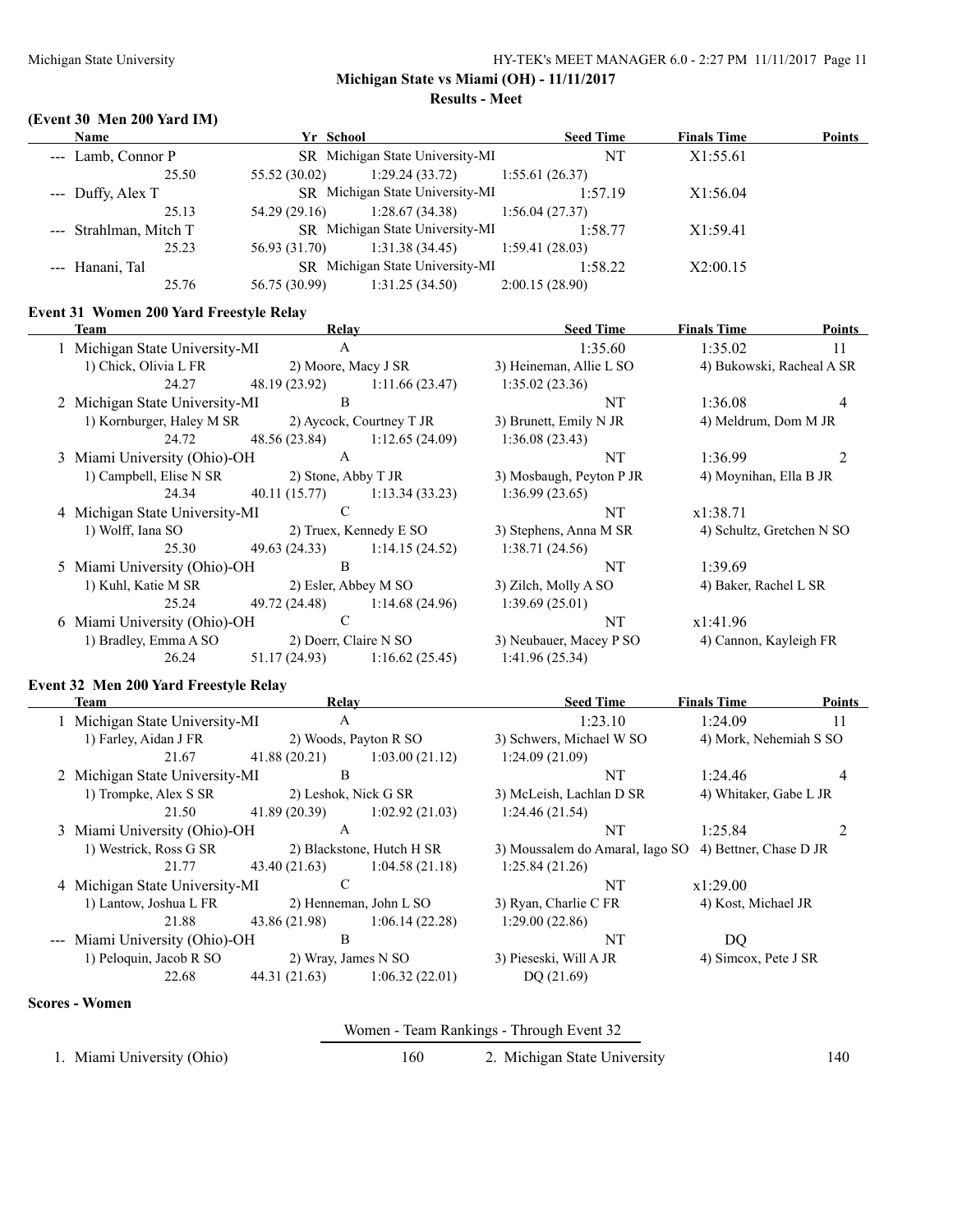**Michigan State vs Miami (OH) - 11/11/2017**

**Results - Meet**

### (Event 30 Men 200 Yard IM)

| Name | Yr | School | Seed Time | Finals Time | Points |
|---|---|---|---|---|---|
| --- Lamb, Connor P | SR | Michigan State University-MI | NT | X1:55.61 | |
| 25.50 | 55.52 (30.02) | 1:29.24 (33.72) | 1:55.61 (26.37) | | |
| --- Duffy, Alex T | SR | Michigan State University-MI | 1:57.19 | X1:56.04 | |
| 25.13 | 54.29 (29.16) | 1:28.67 (34.38) | 1:56.04 (27.37) | | |
| --- Strahlman, Mitch T | SR | Michigan State University-MI | 1:58.77 | X1:59.41 | |
| 25.23 | 56.93 (31.70) | 1:31.38 (34.45) | 1:59.41 (28.03) | | |
| --- Hanani, Tal | SR | Michigan State University-MI | 1:58.22 | X2:00.15 | |
| 25.76 | 56.75 (30.99) | 1:31.25 (34.50) | 2:00.15 (28.90) | | |

### Event 31 Women 200 Yard Freestyle Relay

| Team | Relay | | Seed Time | Finals Time | Points |
|---|---|---|---|---|---|
| 1 Michigan State University-MI | A | | 1:35.60 | 1:35.02 | 11 |
| 1) Chick, Olivia L FR | 2) Moore, Macy J SR | | 3) Heineman, Allie L SO | 4) Bukowski, Racheal A SR | |
| 24.27 | 48.19 (23.92) | 1:11.66 (23.47) | 1:35.02 (23.36) | | |
| 2 Michigan State University-MI | B | | NT | 1:36.08 | 4 |
| 1) Kornburger, Haley M SR | 2) Aycock, Courtney T JR | | 3) Brunett, Emily N JR | 4) Meldrum, Dom M JR | |
| 24.72 | 48.56 (23.84) | 1:12.65 (24.09) | 1:36.08 (23.43) | | |
| 3 Miami University (Ohio)-OH | A | | NT | 1:36.99 | 2 |
| 1) Campbell, Elise N SR | 2) Stone, Abby T JR | | 3) Mosbaugh, Peyton P JR | 4) Moynihan, Ella B JR | |
| 24.34 | 40.11 (15.77) | 1:13.34 (33.23) | 1:36.99 (23.65) | | |
| 4 Michigan State University-MI | C | | NT | x1:38.71 | |
| 1) Wolff, Iana SO | 2) Truex, Kennedy E SO | | 3) Stephens, Anna M SR | 4) Schultz, Gretchen N SO | |
| 25.30 | 49.63 (24.33) | 1:14.15 (24.52) | 1:38.71 (24.56) | | |
| 5 Miami University (Ohio)-OH | B | | NT | 1:39.69 | |
| 1) Kuhl, Katie M SR | 2) Esler, Abbey M SO | | 3) Zilch, Molly A SO | 4) Baker, Rachel L SR | |
| 25.24 | 49.72 (24.48) | 1:14.68 (24.96) | 1:39.69 (25.01) | | |
| 6 Miami University (Ohio)-OH | C | | NT | x1:41.96 | |
| 1) Bradley, Emma A SO | 2) Doerr, Claire N SO | | 3) Neubauer, Macey P SO | 4) Cannon, Kayleigh FR | |
| 26.24 | 51.17 (24.93) | 1:16.62 (25.45) | 1:41.96 (25.34) | | |

### Event 32 Men 200 Yard Freestyle Relay

| Team | Relay | | Seed Time | Finals Time | Points |
|---|---|---|---|---|---|
| 1 Michigan State University-MI | A | | 1:23.10 | 1:24.09 | 11 |
| 1) Farley, Aidan J FR | 2) Woods, Payton R SO | | 3) Schwers, Michael W SO | 4) Mork, Nehemiah S SO | |
| 21.67 | 41.88 (20.21) | 1:03.00 (21.12) | 1:24.09 (21.09) | | |
| 2 Michigan State University-MI | B | | NT | 1:24.46 | 4 |
| 1) Trompke, Alex S SR | 2) Leshok, Nick G SR | | 3) McLeish, Lachlan D SR | 4) Whitaker, Gabe L JR | |
| 21.50 | 41.89 (20.39) | 1:02.92 (21.03) | 1:24.46 (21.54) | | |
| 3 Miami University (Ohio)-OH | A | | NT | 1:25.84 | 2 |
| 1) Westrick, Ross G SR | 2) Blackstone, Hutch H SR | | 3) Moussalem do Amaral, Iago SO | 4) Bettner, Chase D JR | |
| 21.77 | 43.40 (21.63) | 1:04.58 (21.18) | 1:25.84 (21.26) | | |
| 4 Michigan State University-MI | C | | NT | x1:29.00 | |
| 1) Lantow, Joshua L FR | 2) Henneman, John L SO | | 3) Ryan, Charlie C FR | 4) Kost, Michael JR | |
| 21.88 | 43.86 (21.98) | 1:06.14 (22.28) | 1:29.00 (22.86) | | |
| --- Miami University (Ohio)-OH | B | | NT | DQ | |
| 1) Peloquin, Jacob R SO | 2) Wray, James N SO | | 3) Pieseski, Will A JR | 4) Simcox, Pete J SR | |
| 22.68 | 44.31 (21.63) | 1:06.32 (22.01) | DQ (21.69) | | |

### Scores - Women

Women - Team Rankings - Through Event 32

| | | | |
|---|---|---|---|
| 1. Miami University (Ohio) | 160 | 2. Michigan State University | 140 |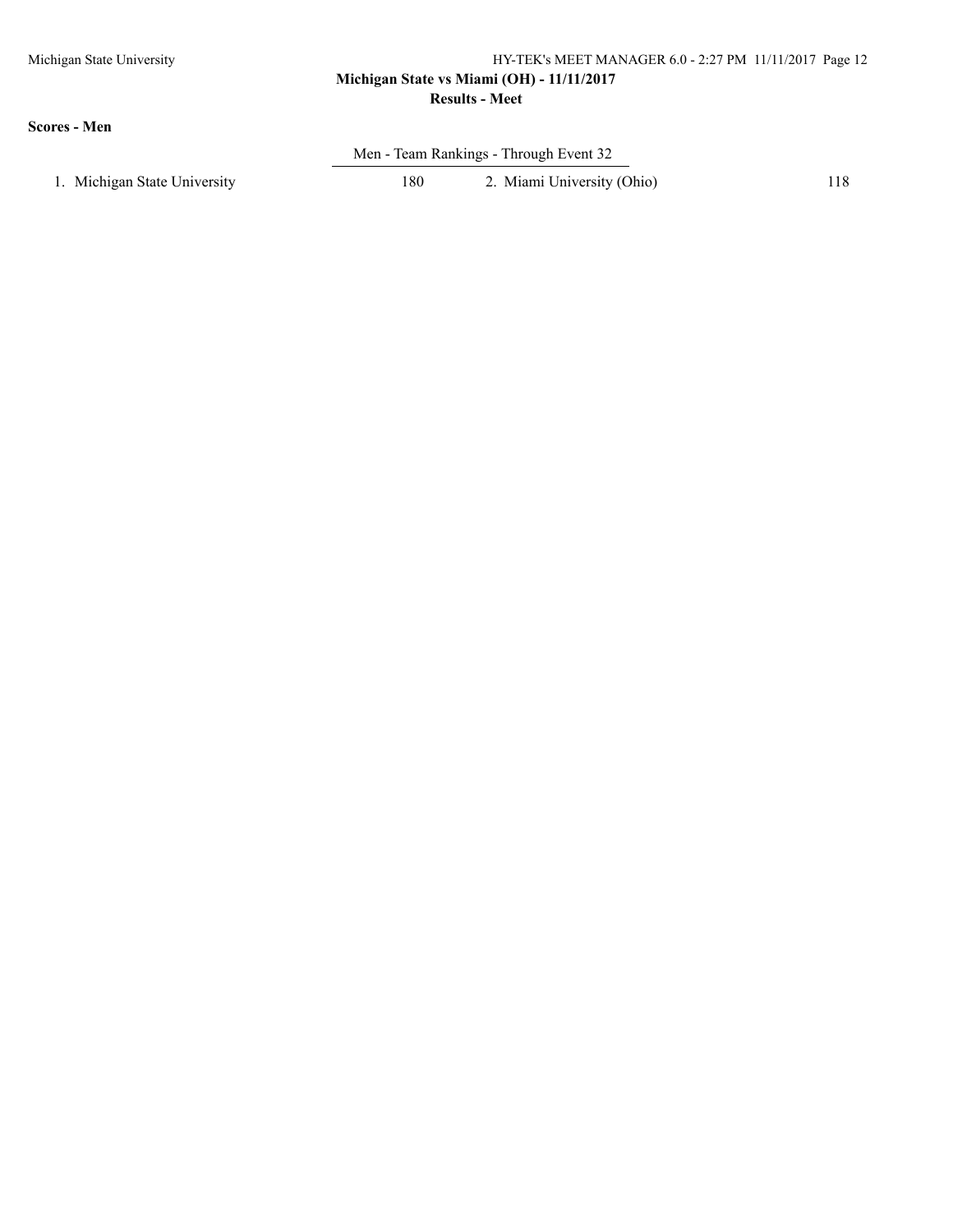**Michigan State vs Miami (OH) - 11/11/2017**

**Results - Meet**

**Scores - Men**

Men - Team Rankings - Through Event 32

| | | | |
|---|---|---|---|
| 1. Michigan State University | 180 | 2. Miami University (Ohio) | 118 |